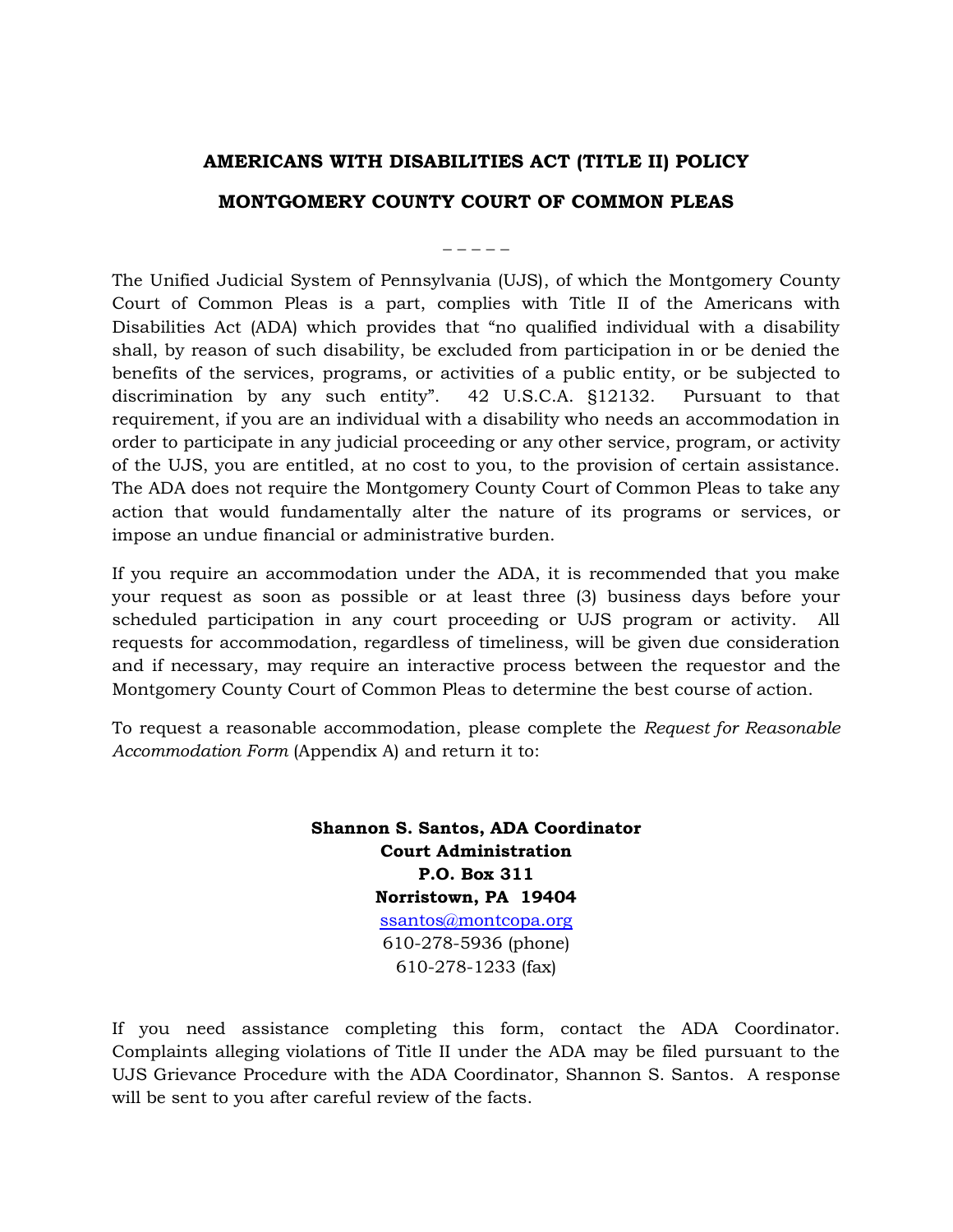# AMERICANS WITH DISABILITIES ACT (TITLE II) POLICY

# MONTGOMERY COUNTY COURT OF COMMON PLEAS

\_ \_ \_ \_ \_

The Unified Judicial System of Pennsylvania (UJS), of which the Montgomery County Court of Common Pleas is a part, complies with Title II of the Americans with Disabilities Act (ADA) which provides that "no qualified individual with a disability shall, by reason of such disability, be excluded from participation in or be denied the benefits of the services, programs, or activities of a public entity, or be subjected to discrimination by any such entity". 42 U.S.C.A. §12132. Pursuant to that requirement, if you are an individual with a disability who needs an accommodation in order to participate in any judicial proceeding or any other service, program, or activity of the UJS, you are entitled, at no cost to you, to the provision of certain assistance. The ADA does not require the Montgomery County Court of Common Pleas to take any action that would fundamentally alter the nature of its programs or services, or impose an undue financial or administrative burden.

If you require an accommodation under the ADA, it is recommended that you make your request as soon as possible or at least three (3) business days before your scheduled participation in any court proceeding or UJS program or activity. All requests for accommodation, regardless of timeliness, will be given due consideration and if necessary, may require an interactive process between the requestor and the Montgomery County Court of Common Pleas to determine the best course of action.

To request a reasonable accommodation, please complete the *Request for Reasonable Accommodation Form* (Appendix A) and return it to:

**Shannon S. Santos, ADA Coordinator**
**Court Administration**
**P.O. Box 311**
**Norristown, PA 19404**
ssantos@montcopa.org
610-278-5936 (phone)
610-278-1233 (fax)

If you need assistance completing this form, contact the ADA Coordinator. Complaints alleging violations of Title II under the ADA may be filed pursuant to the UJS Grievance Procedure with the ADA Coordinator, Shannon S. Santos. A response will be sent to you after careful review of the facts.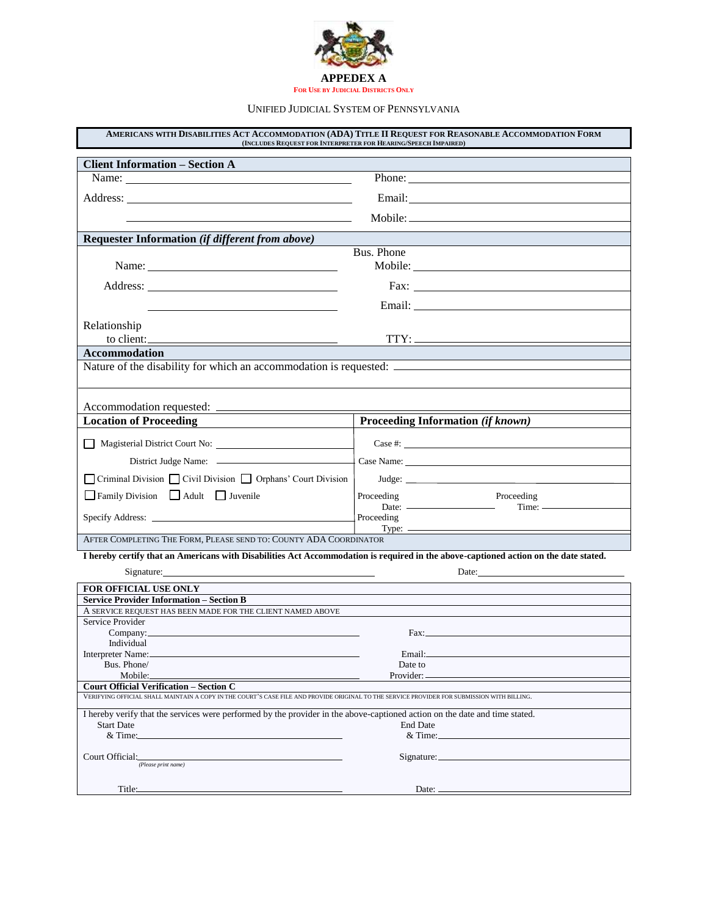# APPEDEX A

FOR USE BY JUDICIAL DISTRICTS ONLY

UNIFIED JUDICIAL SYSTEM OF PENNSYLVANIA

**AMERICANS WITH DISABILITIES ACT ACCOMMODATION (ADA) TITLE II REQUEST FOR REASONABLE ACCOMMODATION FORM**
**(INCLUDES REQUEST FOR INTERPRETER FOR HEARING/SPEECH IMPAIRED)**

## Client Information – Section A

Name: ____________________ Phone: ____________________

Address: ____________________ Email: ____________________

____________________ Mobile: ____________________

## Requester Information *(if different from above)*

Name: ____________________ Bus. Phone Mobile: ____________________

Address: ____________________ Fax: ____________________

____________________ Email: ____________________

Relationship to client: ____________________ TTY: ____________________

## Accommodation

Nature of the disability for which an accommodation is requested: ____________________

Accommodation requested: ____________________

## Location of Proceeding

☐ Magisterial District Court No: ____________________

District Judge Name: ____________________

☐ Criminal Division ☐ Civil Division ☐ Orphans' Court Division

☐ Family Division ☐ Adult ☐ Juvenile

Specify Address: ____________________

## Proceeding Information *(if known)*

Case #: ____________________

Case Name: ____________________

Judge: ____________________

Proceeding Date: ____________________ Proceeding Time: ____________________

Proceeding Type: ____________________

AFTER COMPLETING THE FORM, PLEASE SEND TO: COUNTY ADA COORDINATOR

**I hereby certify that an Americans with Disabilities Act Accommodation is required in the above-captioned action on the date stated.**

Signature: ____________________ Date: ____________________

## FOR OFFICIAL USE ONLY

### Service Provider Information – Section B

A SERVICE REQUEST HAS BEEN MADE FOR THE CLIENT NAMED ABOVE

Service Provider Company: ____________________ Fax: ____________________

Individual Interpreter Name: ____________________ Email: ____________________

Bus. Phone/ Mobile: ____________________ Date to Provider: ____________________

### Court Official Verification – Section C

VERIFYING OFFICIAL SHALL MAINTAIN A COPY IN THE COURT'S CASE FILE AND PROVIDE ORIGINAL TO THE SERVICE PROVIDER FOR SUBMISSION WITH BILLING.

I hereby verify that the services were performed by the provider in the above-captioned action on the date and time stated.

Start Date & Time: ____________________ End Date & Time: ____________________

Court Official: ____________________ Signature: ____________________
*(Please print name)*

Title: ____________________ Date: ____________________